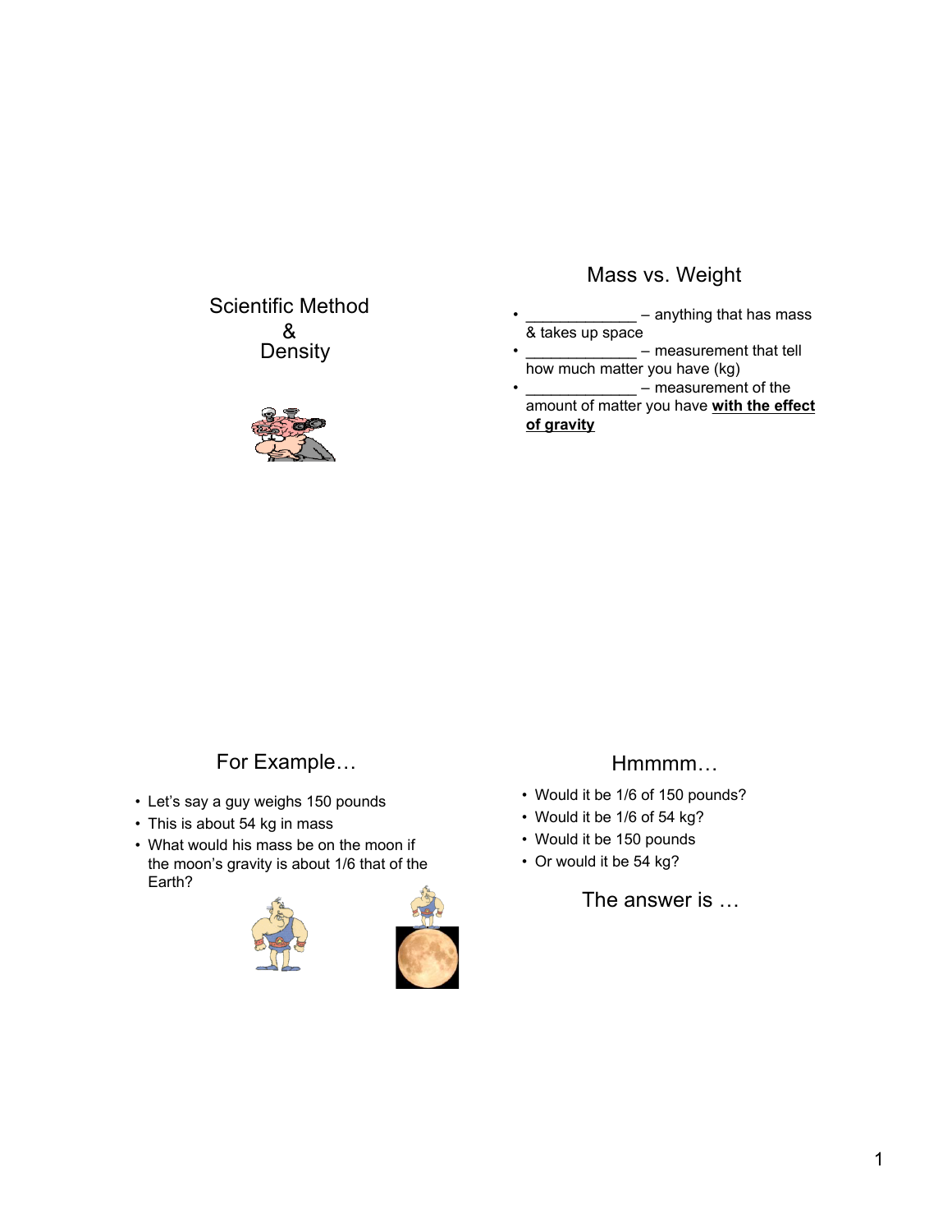# Scientific Method & Density

## Mass vs. Weight

- _____________ – anything that has mass & takes up space
- _____________ – measurement that tell how much matter you have (kg)
- _____________ – measurement of the amount of matter you have **with the effect of gravity**

## For Example…

- Let's say a guy weighs 150 pounds
- This is about 54 kg in mass
- What would his mass be on the moon if the moon's gravity is about 1/6 that of the Earth?

## Hmmmm…

- Would it be 1/6 of 150 pounds?
- Would it be 1/6 of 54 kg?
- Would it be 150 pounds
- Or would it be 54 kg?

The answer is …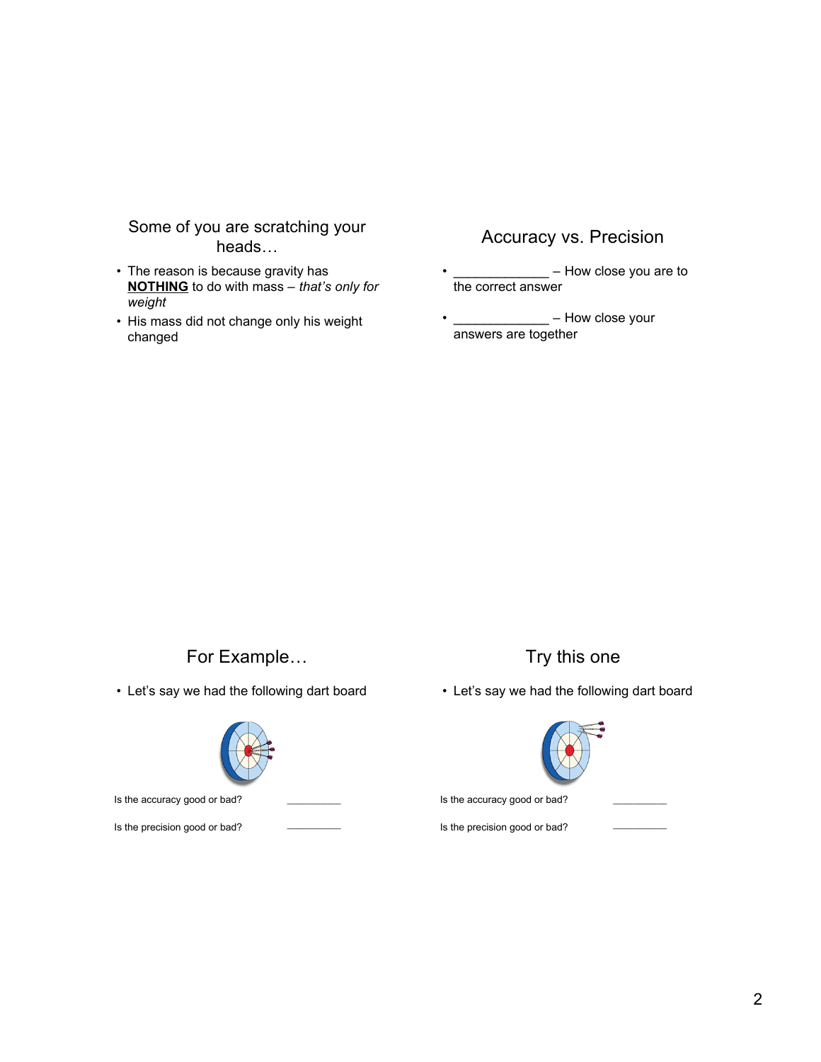## Some of you are scratching your heads…

- The reason is because gravity has **NOTHING** to do with mass – *that's only for weight*
- His mass did not change only his weight changed

## Accuracy vs. Precision

- _____________ – How close you are to the correct answer
- _____________ – How close your answers are together

## For Example…

- Let's say we had the following dart board

Is the accuracy good or bad? __________

Is the precision good or bad? __________

## Try this one

- Let's say we had the following dart board

Is the accuracy good or bad? __________

Is the precision good or bad? __________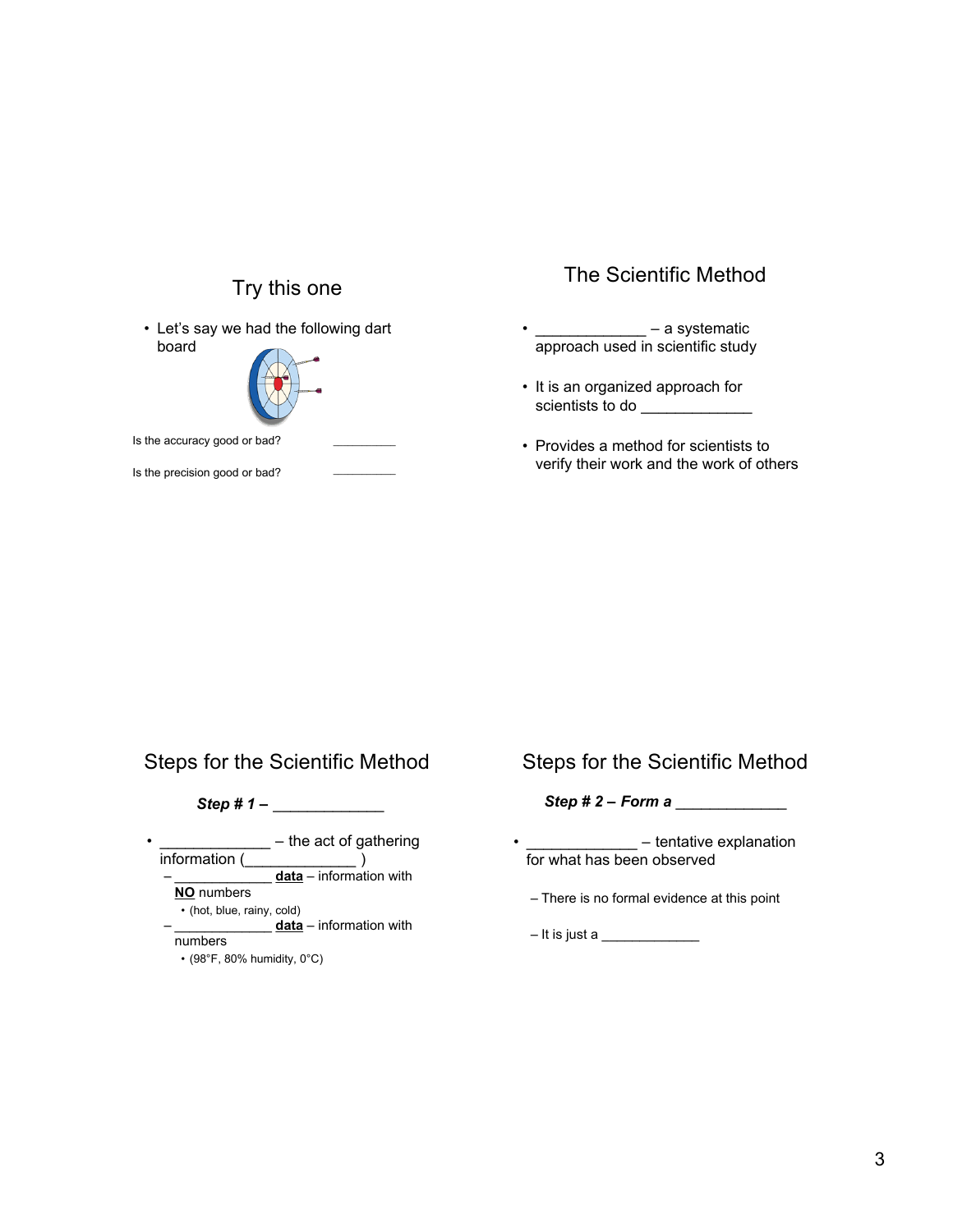## Try this one

- Let's say we had the following dart board

Is the accuracy good or bad? __________

Is the precision good or bad? __________

## The Scientific Method

- _____________ – a systematic approach used in scientific study
- It is an organized approach for scientists to do _____________
- Provides a method for scientists to verify their work and the work of others

## Steps for the Scientific Method

***Step # 1 –*** _____________

- _____________ – the act of gathering information (_____________ )
  - _____________ **data** – information with **NO** numbers
    - (hot, blue, rainy, cold)
  - _____________ **data** – information with numbers
    - (98°F, 80% humidity, 0°C)

## Steps for the Scientific Method

***Step # 2 – Form a*** _____________

- _____________ – tentative explanation for what has been observed
  - There is no formal evidence at this point
  - It is just a _____________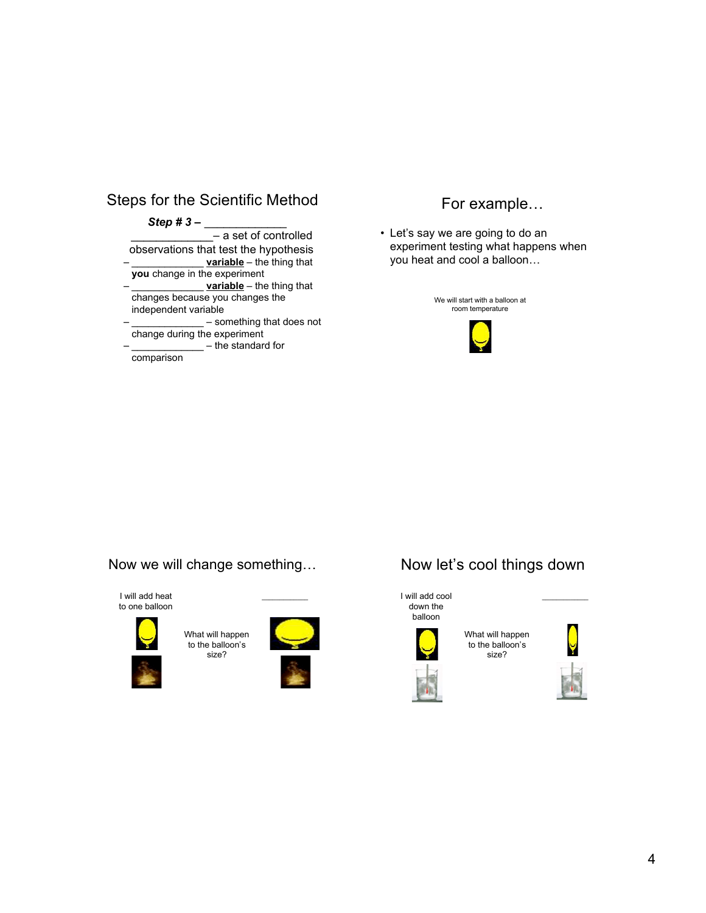## Steps for the Scientific Method

***Step # 3 –*** ______________

______________ – a set of controlled observations that test the hypothesis

- ______________ **variable** – the thing that **you** change in the experiment
- ______________ **variable** – the thing that changes because you changes the independent variable
- ______________ – something that does not change during the experiment
- ______________ – the standard for comparison

## For example…

- Let's say we are going to do an experiment testing what happens when you heat and cool a balloon…

We will start with a balloon at room temperature

## Now we will change something…

I will add heat to one balloon

What will happen to the balloon's size?

__________

## Now let's cool things down

I will add cool down the balloon

What will happen to the balloon's size?

__________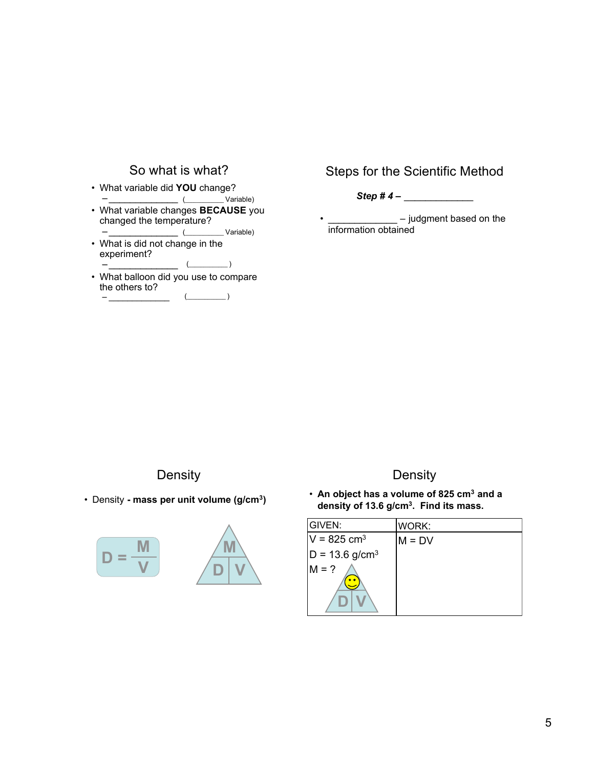## So what is what?

- What variable did **YOU** change?
  - ______________ (_________ Variable)
- What variable changes **BECAUSE** you changed the temperature?
  - ______________ (_________ Variable)
- What is did not change in the experiment?
  - ______________ (_________ )
- What balloon did you use to compare the others to?
  - _____________ (_________ )

## Steps for the Scientific Method

***Step # 4 –*** _____________

- _____________ – judgment based on the information obtained

## Density

- Density **- mass per unit volume (g/cm$^3$)**

$$D = \frac{M}{V}$$

M
D | V

## Density

- **An object has a volume of 825 cm$^3$ and a density of 13.6 g/cm$^3$. Find its mass.**

| GIVEN: | WORK: |
| --- | --- |
| V = 825 cm$^3$<br>D = 13.6 g/cm$^3$<br>M = ?<br>D V | M = DV |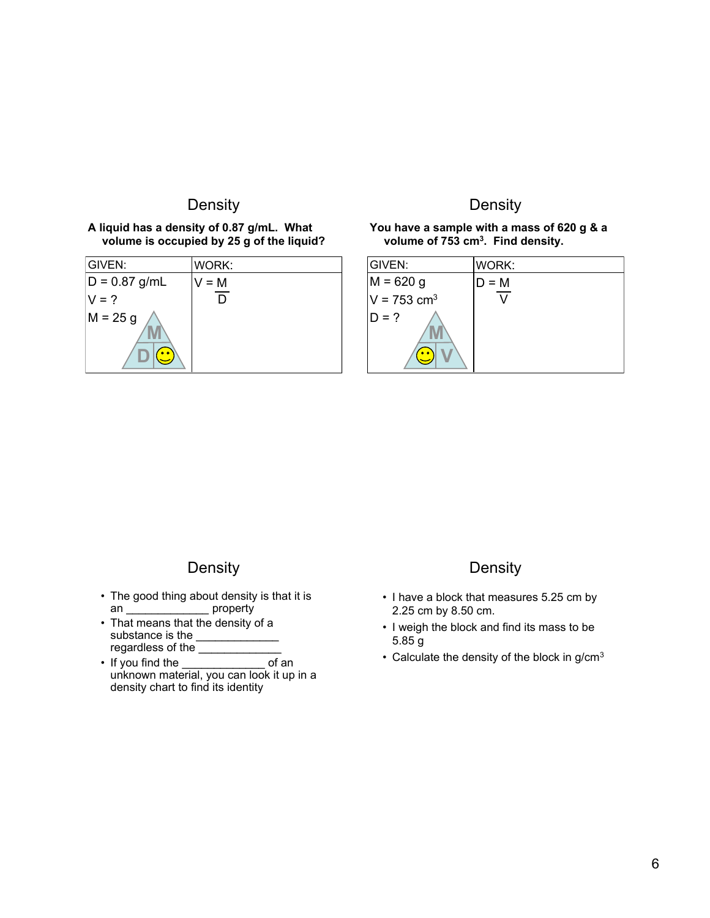## Density

**A liquid has a density of 0.87 g/mL. What volume is occupied by 25 g of the liquid?**

| GIVEN: | WORK: |
|---|---|
| D = 0.87 g/mL<br>V = ?<br>M = 25 g | $V = \frac{M}{D}$ |

## Density

**You have a sample with a mass of 620 g & a volume of 753 $cm^3$. Find density.**

| GIVEN: | WORK: |
|---|---|
| M = 620 g<br>V = 753 $cm^3$<br>D = ? | $D = \frac{M}{V}$ |

## Density

- The good thing about density is that it is an _____________ property
- That means that the density of a substance is the _____________ regardless of the _____________
- If you find the _____________ of an unknown material, you can look it up in a density chart to find its identity

## Density

- I have a block that measures 5.25 cm by 2.25 cm by 8.50 cm.
- I weigh the block and find its mass to be 5.85 g
- Calculate the density of the block in g/$cm^3$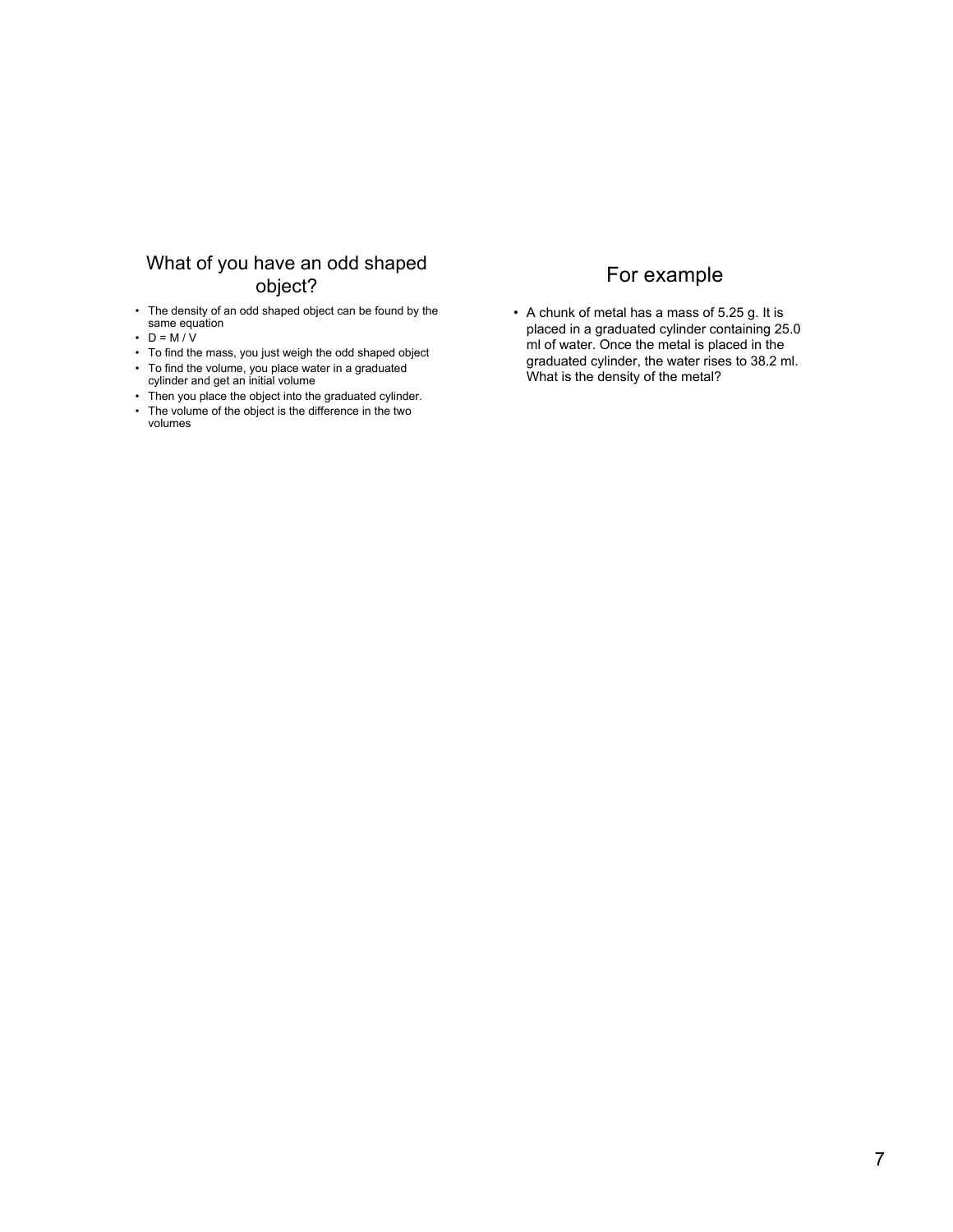## What of you have an odd shaped object?

- The density of an odd shaped object can be found by the same equation
- D = M / V
- To find the mass, you just weigh the odd shaped object
- To find the volume, you place water in a graduated cylinder and get an initial volume
- Then you place the object into the graduated cylinder.
- The volume of the object is the difference in the two volumes

## For example

- A chunk of metal has a mass of 5.25 g. It is placed in a graduated cylinder containing 25.0 ml of water. Once the metal is placed in the graduated cylinder, the water rises to 38.2 ml. What is the density of the metal?